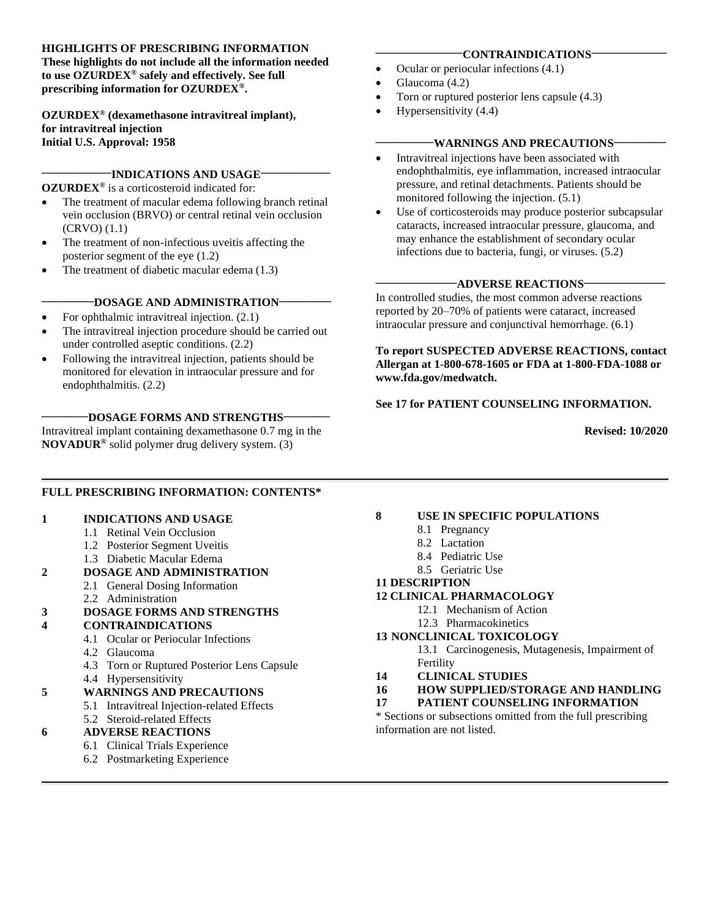**HIGHLIGHTS OF PRESCRIBING INFORMATION**
**These highlights do not include all the information needed to use OZURDEX® safely and effectively. See full prescribing information for OZURDEX®.**

**OZURDEX® (dexamethasone intravitreal implant), for intravitreal injection**
**Initial U.S. Approval: 1958**

## INDICATIONS AND USAGE

**OZURDEX®** is a corticosteroid indicated for:

- The treatment of macular edema following branch retinal vein occlusion (BRVO) or central retinal vein occlusion (CRVO) (1.1)
- The treatment of non-infectious uveitis affecting the posterior segment of the eye (1.2)
- The treatment of diabetic macular edema (1.3)

## DOSAGE AND ADMINISTRATION

- For ophthalmic intravitreal injection. (2.1)
- The intravitreal injection procedure should be carried out under controlled aseptic conditions. (2.2)
- Following the intravitreal injection, patients should be monitored for elevation in intraocular pressure and for endophthalmitis. (2.2)

## DOSAGE FORMS AND STRENGTHS

Intravitreal implant containing dexamethasone 0.7 mg in the **NOVADUR®** solid polymer drug delivery system. (3)

## CONTRAINDICATIONS

- Ocular or periocular infections (4.1)
- Glaucoma (4.2)
- Torn or ruptured posterior lens capsule (4.3)
- Hypersensitivity (4.4)

## WARNINGS AND PRECAUTIONS

- Intravitreal injections have been associated with endophthalmitis, eye inflammation, increased intraocular pressure, and retinal detachments. Patients should be monitored following the injection. (5.1)
- Use of corticosteroids may produce posterior subcapsular cataracts, increased intraocular pressure, glaucoma, and may enhance the establishment of secondary ocular infections due to bacteria, fungi, or viruses. (5.2)

## ADVERSE REACTIONS

In controlled studies, the most common adverse reactions reported by 20–70% of patients were cataract, increased intraocular pressure and conjunctival hemorrhage. (6.1)

**To report SUSPECTED ADVERSE REACTIONS, contact Allergan at 1-800-678-1605 or FDA at 1-800-FDA-1088 or www.fda.gov/medwatch.**

**See 17 for PATIENT COUNSELING INFORMATION.**

**Revised: 10/2020**

---

**FULL PRESCRIBING INFORMATION: CONTENTS***

**1 INDICATIONS AND USAGE**
- 1.1 Retinal Vein Occlusion
- 1.2 Posterior Segment Uveitis
- 1.3 Diabetic Macular Edema

**2 DOSAGE AND ADMINISTRATION**
- 2.1 General Dosing Information
- 2.2 Administration

**3 DOSAGE FORMS AND STRENGTHS**

**4 CONTRAINDICATIONS**
- 4.1 Ocular or Periocular Infections
- 4.2 Glaucoma
- 4.3 Torn or Ruptured Posterior Lens Capsule
- 4.4 Hypersensitivity

**5 WARNINGS AND PRECAUTIONS**
- 5.1 Intravitreal Injection-related Effects
- 5.2 Steroid-related Effects

**6 ADVERSE REACTIONS**
- 6.1 Clinical Trials Experience
- 6.2 Postmarketing Experience

**8 USE IN SPECIFIC POPULATIONS**
- 8.1 Pregnancy
- 8.2 Lactation
- 8.4 Pediatric Use
- 8.5 Geriatric Use

**11 DESCRIPTION**

**12 CLINICAL PHARMACOLOGY**
- 12.1 Mechanism of Action
- 12.3 Pharmacokinetics

**13 NONCLINICAL TOXICOLOGY**
- 13.1 Carcinogenesis, Mutagenesis, Impairment of Fertility

**14 CLINICAL STUDIES**

**16 HOW SUPPLIED/STORAGE AND HANDLING**

**17 PATIENT COUNSELING INFORMATION**

* Sections or subsections omitted from the full prescribing information are not listed.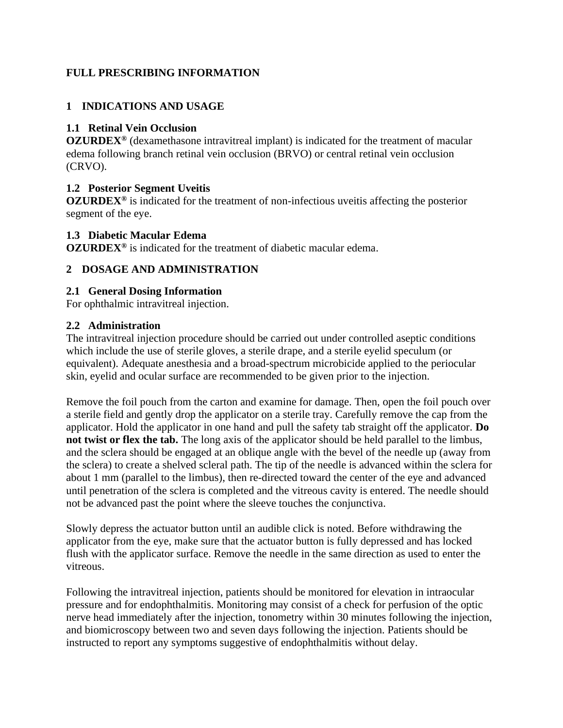# FULL PRESCRIBING INFORMATION

## 1 INDICATIONS AND USAGE

### 1.1 Retinal Vein Occlusion

**OZURDEX®** (dexamethasone intravitreal implant) is indicated for the treatment of macular edema following branch retinal vein occlusion (BRVO) or central retinal vein occlusion (CRVO).

### 1.2 Posterior Segment Uveitis

**OZURDEX®** is indicated for the treatment of non-infectious uveitis affecting the posterior segment of the eye.

### 1.3 Diabetic Macular Edema

**OZURDEX®** is indicated for the treatment of diabetic macular edema.

## 2 DOSAGE AND ADMINISTRATION

### 2.1 General Dosing Information

For ophthalmic intravitreal injection.

### 2.2 Administration

The intravitreal injection procedure should be carried out under controlled aseptic conditions which include the use of sterile gloves, a sterile drape, and a sterile eyelid speculum (or equivalent). Adequate anesthesia and a broad-spectrum microbicide applied to the periocular skin, eyelid and ocular surface are recommended to be given prior to the injection.

Remove the foil pouch from the carton and examine for damage. Then, open the foil pouch over a sterile field and gently drop the applicator on a sterile tray. Carefully remove the cap from the applicator. Hold the applicator in one hand and pull the safety tab straight off the applicator. **Do not twist or flex the tab.** The long axis of the applicator should be held parallel to the limbus, and the sclera should be engaged at an oblique angle with the bevel of the needle up (away from the sclera) to create a shelved scleral path. The tip of the needle is advanced within the sclera for about 1 mm (parallel to the limbus), then re-directed toward the center of the eye and advanced until penetration of the sclera is completed and the vitreous cavity is entered. The needle should not be advanced past the point where the sleeve touches the conjunctiva.

Slowly depress the actuator button until an audible click is noted. Before withdrawing the applicator from the eye, make sure that the actuator button is fully depressed and has locked flush with the applicator surface. Remove the needle in the same direction as used to enter the vitreous.

Following the intravitreal injection, patients should be monitored for elevation in intraocular pressure and for endophthalmitis. Monitoring may consist of a check for perfusion of the optic nerve head immediately after the injection, tonometry within 30 minutes following the injection, and biomicroscopy between two and seven days following the injection. Patients should be instructed to report any symptoms suggestive of endophthalmitis without delay.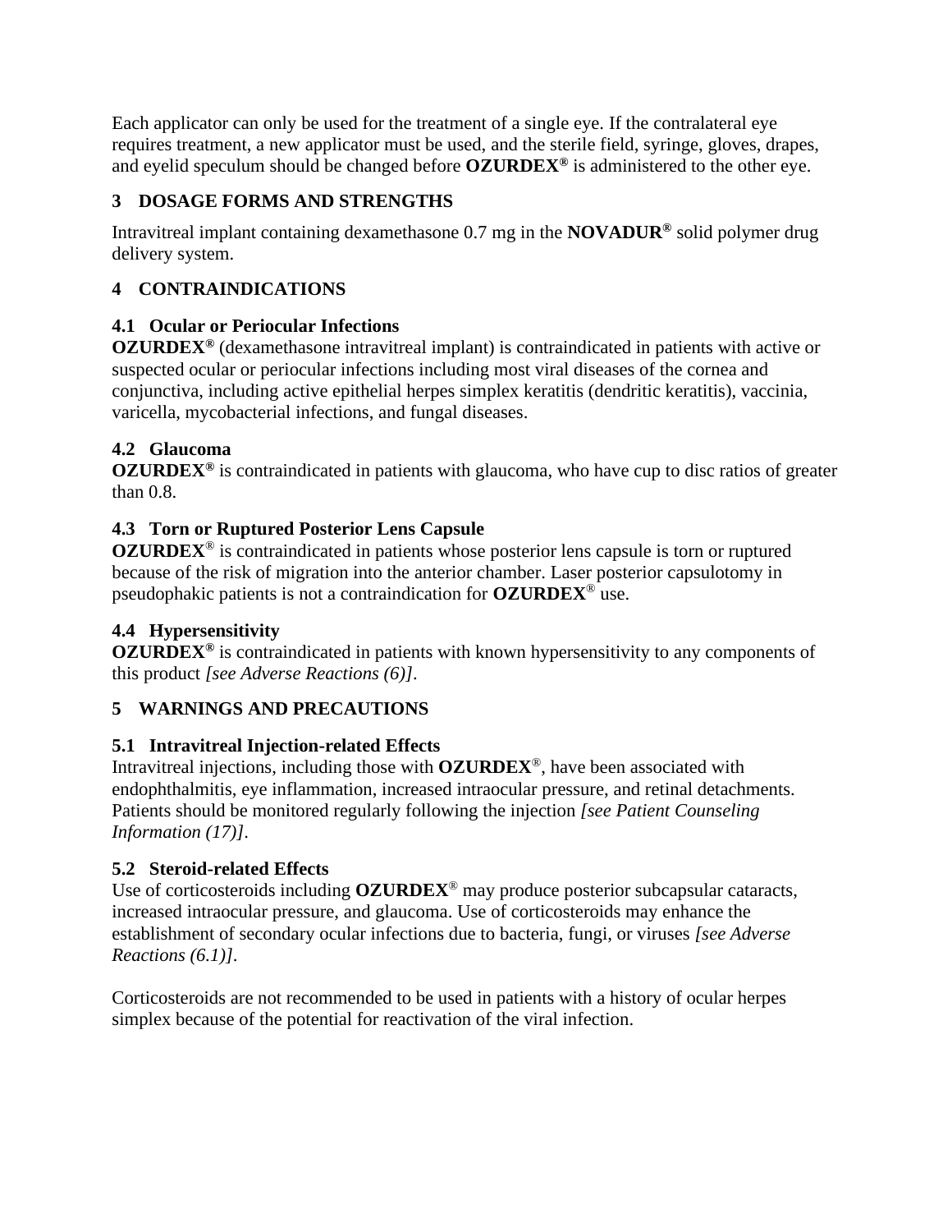Each applicator can only be used for the treatment of a single eye. If the contralateral eye requires treatment, a new applicator must be used, and the sterile field, syringe, gloves, drapes, and eyelid speculum should be changed before **OZURDEX®** is administered to the other eye.

## 3 DOSAGE FORMS AND STRENGTHS

Intravitreal implant containing dexamethasone 0.7 mg in the **NOVADUR®** solid polymer drug delivery system.

## 4 CONTRAINDICATIONS

### 4.1 Ocular or Periocular Infections

**OZURDEX®** (dexamethasone intravitreal implant) is contraindicated in patients with active or suspected ocular or periocular infections including most viral diseases of the cornea and conjunctiva, including active epithelial herpes simplex keratitis (dendritic keratitis), vaccinia, varicella, mycobacterial infections, and fungal diseases.

### 4.2 Glaucoma

**OZURDEX®** is contraindicated in patients with glaucoma, who have cup to disc ratios of greater than 0.8.

### 4.3 Torn or Ruptured Posterior Lens Capsule

**OZURDEX®** is contraindicated in patients whose posterior lens capsule is torn or ruptured because of the risk of migration into the anterior chamber. Laser posterior capsulotomy in pseudophakic patients is not a contraindication for **OZURDEX®** use.

### 4.4 Hypersensitivity

**OZURDEX®** is contraindicated in patients with known hypersensitivity to any components of this product *[see Adverse Reactions (6)]*.

## 5 WARNINGS AND PRECAUTIONS

### 5.1 Intravitreal Injection-related Effects

Intravitreal injections, including those with **OZURDEX®**, have been associated with endophthalmitis, eye inflammation, increased intraocular pressure, and retinal detachments. Patients should be monitored regularly following the injection *[see Patient Counseling Information (17)]*.

### 5.2 Steroid-related Effects

Use of corticosteroids including **OZURDEX®** may produce posterior subcapsular cataracts, increased intraocular pressure, and glaucoma. Use of corticosteroids may enhance the establishment of secondary ocular infections due to bacteria, fungi, or viruses *[see Adverse Reactions (6.1)]*.

Corticosteroids are not recommended to be used in patients with a history of ocular herpes simplex because of the potential for reactivation of the viral infection.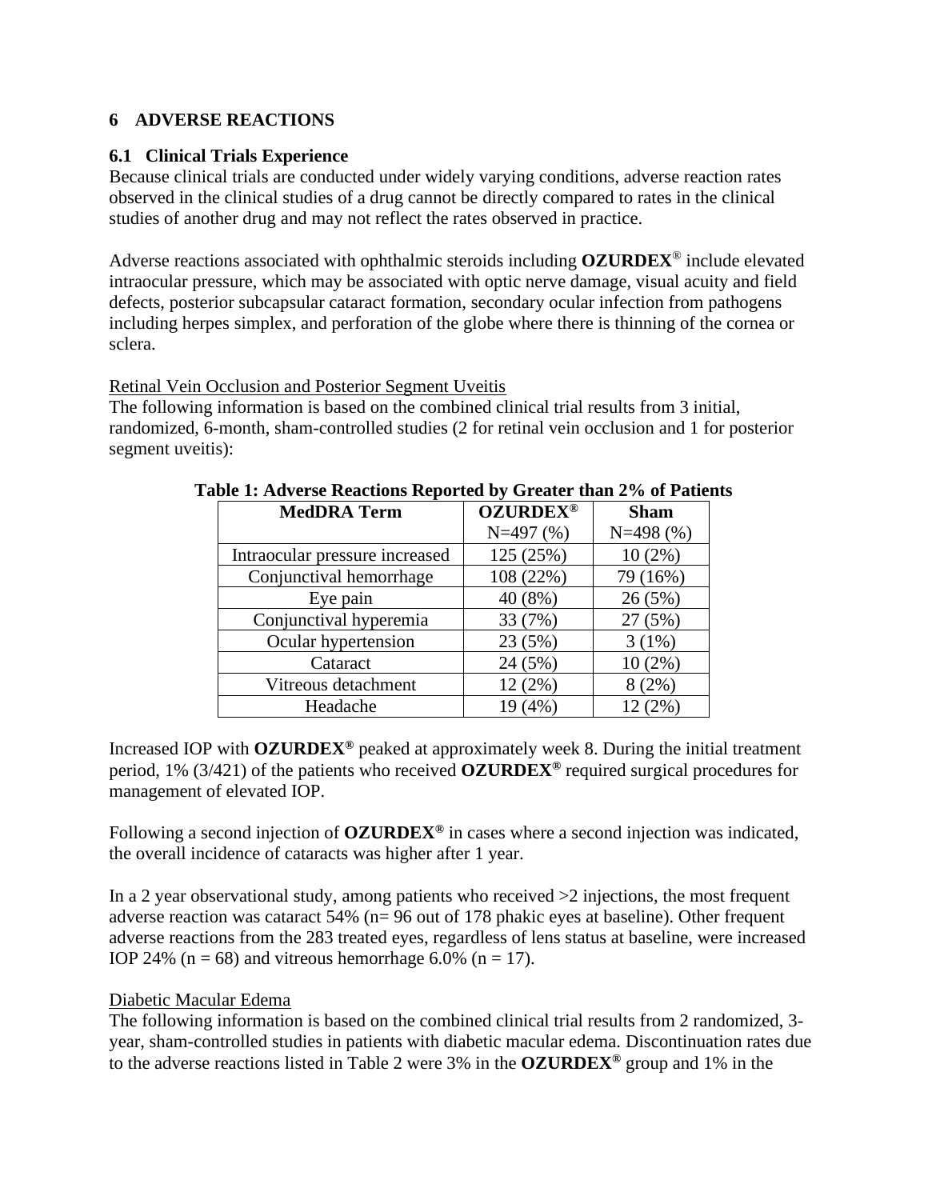## 6 ADVERSE REACTIONS

### 6.1 Clinical Trials Experience

Because clinical trials are conducted under widely varying conditions, adverse reaction rates observed in the clinical studies of a drug cannot be directly compared to rates in the clinical studies of another drug and may not reflect the rates observed in practice.

Adverse reactions associated with ophthalmic steroids including **OZURDEX®** include elevated intraocular pressure, which may be associated with optic nerve damage, visual acuity and field defects, posterior subcapsular cataract formation, secondary ocular infection from pathogens including herpes simplex, and perforation of the globe where there is thinning of the cornea or sclera.

Retinal Vein Occlusion and Posterior Segment Uveitis

The following information is based on the combined clinical trial results from 3 initial, randomized, 6-month, sham-controlled studies (2 for retinal vein occlusion and 1 for posterior segment uveitis):

**Table 1: Adverse Reactions Reported by Greater than 2% of Patients**

| MedDRA Term | **OZURDEX®** N=497 (%) | **Sham** N=498 (%) |
|---|---|---|
| Intraocular pressure increased | 125 (25%) | 10 (2%) |
| Conjunctival hemorrhage | 108 (22%) | 79 (16%) |
| Eye pain | 40 (8%) | 26 (5%) |
| Conjunctival hyperemia | 33 (7%) | 27 (5%) |
| Ocular hypertension | 23 (5%) | 3 (1%) |
| Cataract | 24 (5%) | 10 (2%) |
| Vitreous detachment | 12 (2%) | 8 (2%) |
| Headache | 19 (4%) | 12 (2%) |

Increased IOP with **OZURDEX®** peaked at approximately week 8. During the initial treatment period, 1% (3/421) of the patients who received **OZURDEX®** required surgical procedures for management of elevated IOP.

Following a second injection of **OZURDEX®** in cases where a second injection was indicated, the overall incidence of cataracts was higher after 1 year.

In a 2 year observational study, among patients who received >2 injections, the most frequent adverse reaction was cataract 54% (n= 96 out of 178 phakic eyes at baseline). Other frequent adverse reactions from the 283 treated eyes, regardless of lens status at baseline, were increased IOP 24% (n = 68) and vitreous hemorrhage 6.0% (n = 17).

Diabetic Macular Edema

The following information is based on the combined clinical trial results from 2 randomized, 3-year, sham-controlled studies in patients with diabetic macular edema. Discontinuation rates due to the adverse reactions listed in Table 2 were 3% in the **OZURDEX®** group and 1% in the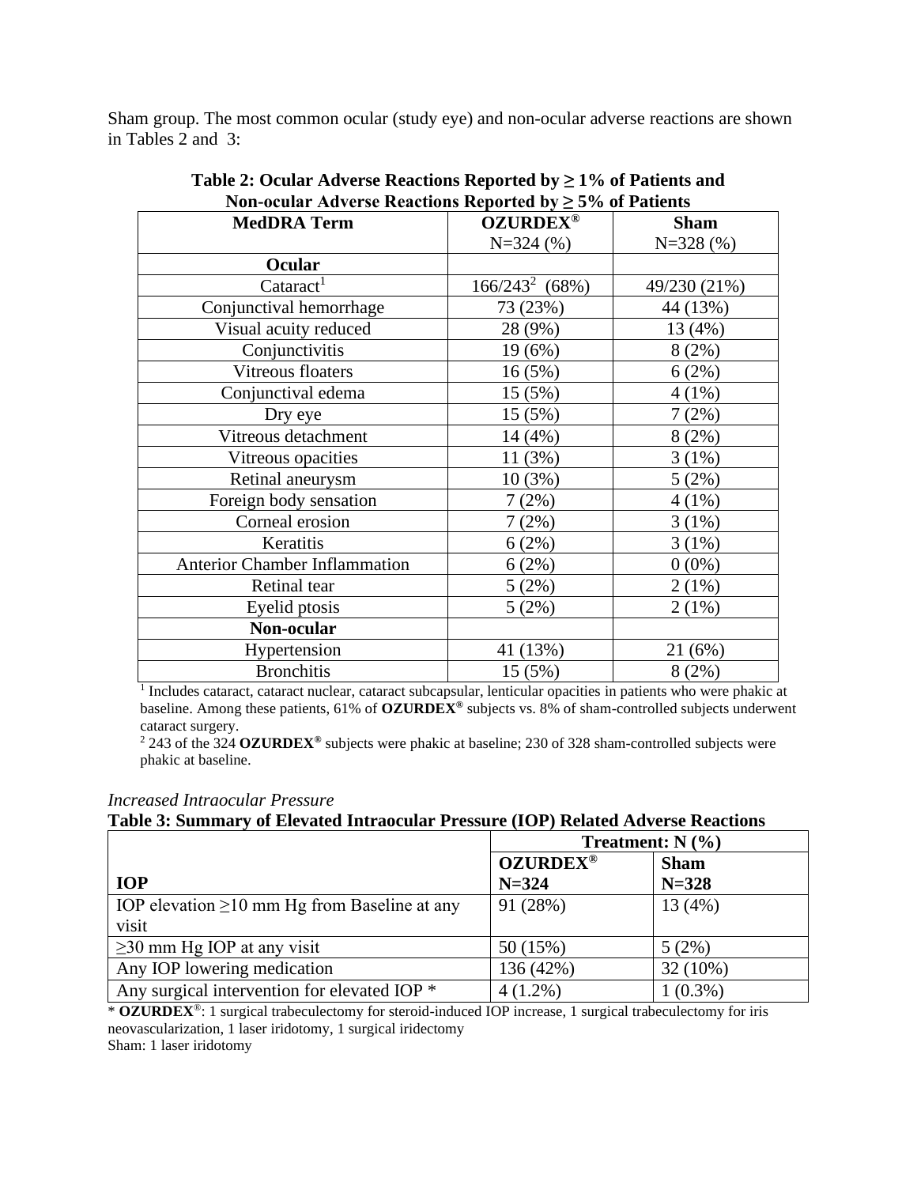Sham group. The most common ocular (study eye) and non-ocular adverse reactions are shown in Tables 2 and 3:

**Table 2: Ocular Adverse Reactions Reported by ≥ 1% of Patients and Non-ocular Adverse Reactions Reported by ≥ 5% of Patients**

| MedDRA Term | OZURDEX® N=324 (%) | Sham N=328 (%) |
|---|---|---|
| **Ocular** | | |
| Cataract[1] | 166/243[2] (68%) | 49/230 (21%) |
| Conjunctival hemorrhage | 73 (23%) | 44 (13%) |
| Visual acuity reduced | 28 (9%) | 13 (4%) |
| Conjunctivitis | 19 (6%) | 8 (2%) |
| Vitreous floaters | 16 (5%) | 6 (2%) |
| Conjunctival edema | 15 (5%) | 4 (1%) |
| Dry eye | 15 (5%) | 7 (2%) |
| Vitreous detachment | 14 (4%) | 8 (2%) |
| Vitreous opacities | 11 (3%) | 3 (1%) |
| Retinal aneurysm | 10 (3%) | 5 (2%) |
| Foreign body sensation | 7 (2%) | 4 (1%) |
| Corneal erosion | 7 (2%) | 3 (1%) |
| Keratitis | 6 (2%) | 3 (1%) |
| Anterior Chamber Inflammation | 6 (2%) | 0 (0%) |
| Retinal tear | 5 (2%) | 2 (1%) |
| Eyelid ptosis | 5 (2%) | 2 (1%) |
| **Non-ocular** | | |
| Hypertension | 41 (13%) | 21 (6%) |
| Bronchitis | 15 (5%) | 8 (2%) |

[1] Includes cataract, cataract nuclear, cataract subcapsular, lenticular opacities in patients who were phakic at baseline. Among these patients, 61% of **OZURDEX®** subjects vs. 8% of sham-controlled subjects underwent cataract surgery.

[2] 243 of the 324 **OZURDEX®** subjects were phakic at baseline; 230 of 328 sham-controlled subjects were phakic at baseline.

*Increased Intraocular Pressure*

**Table 3: Summary of Elevated Intraocular Pressure (IOP) Related Adverse Reactions**

| | Treatment: N (%) | |
|---|---|---|
| **IOP** | **OZURDEX® N=324** | **Sham N=328** |
| IOP elevation ≥10 mm Hg from Baseline at any visit | 91 (28%) | 13 (4%) |
| ≥30 mm Hg IOP at any visit | 50 (15%) | 5 (2%) |
| Any IOP lowering medication | 136 (42%) | 32 (10%) |
| Any surgical intervention for elevated IOP * | 4 (1.2%) | 1 (0.3%) |

* **OZURDEX®**: 1 surgical trabeculectomy for steroid-induced IOP increase, 1 surgical trabeculectomy for iris neovascularization, 1 laser iridotomy, 1 surgical iridectomy

Sham: 1 laser iridotomy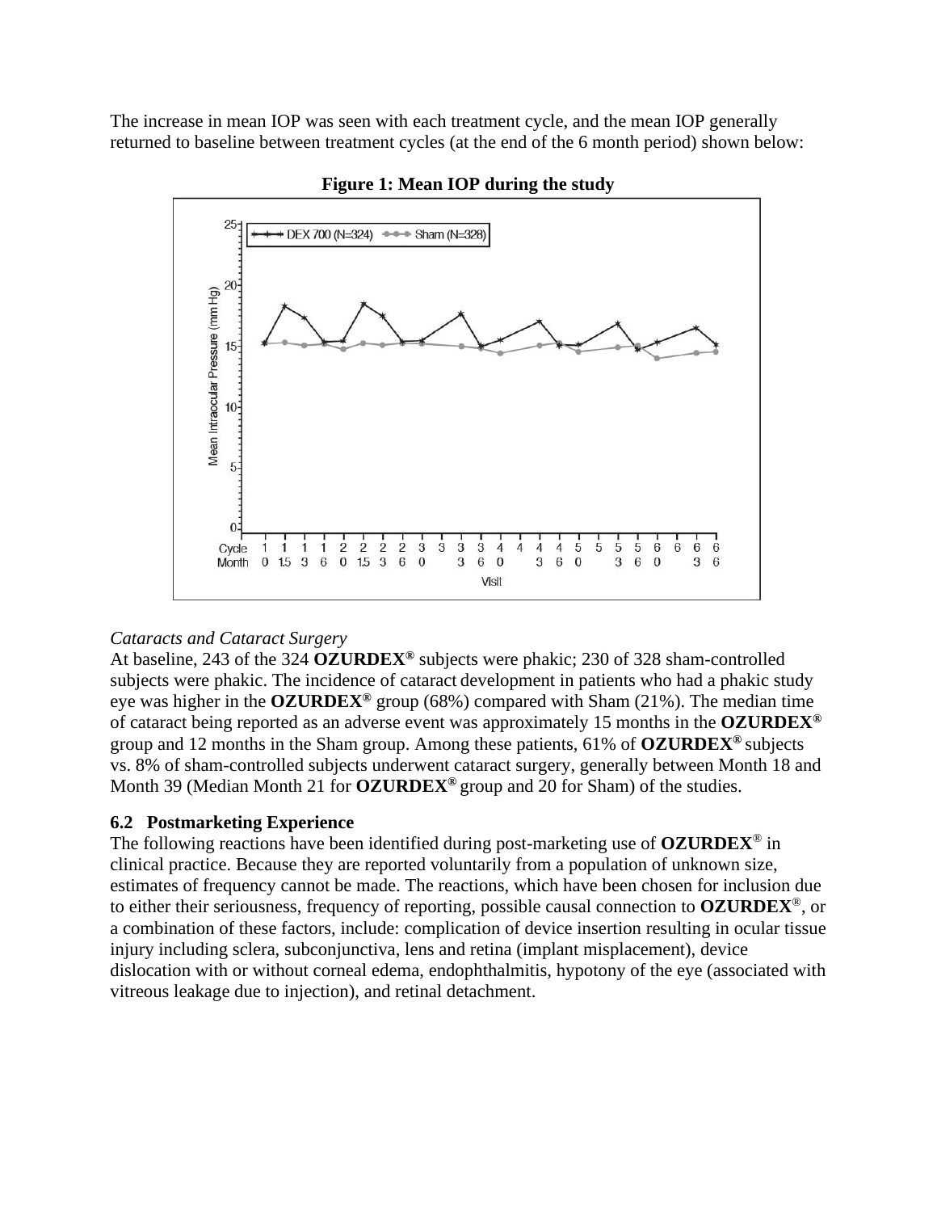The increase in mean IOP was seen with each treatment cycle, and the mean IOP generally returned to baseline between treatment cycles (at the end of the 6 month period) shown below:

**Figure 1: Mean IOP during the study**

*Cataracts and Cataract Surgery*
At baseline, 243 of the 324 **OZURDEX®** subjects were phakic; 230 of 328 sham-controlled subjects were phakic. The incidence of cataract development in patients who had a phakic study eye was higher in the **OZURDEX®** group (68%) compared with Sham (21%). The median time of cataract being reported as an adverse event was approximately 15 months in the **OZURDEX®** group and 12 months in the Sham group. Among these patients, 61% of **OZURDEX®** subjects vs. 8% of sham-controlled subjects underwent cataract surgery, generally between Month 18 and Month 39 (Median Month 21 for **OZURDEX®** group and 20 for Sham) of the studies.

### 6.2 Postmarketing Experience

The following reactions have been identified during post-marketing use of **OZURDEX®** in clinical practice. Because they are reported voluntarily from a population of unknown size, estimates of frequency cannot be made. The reactions, which have been chosen for inclusion due to either their seriousness, frequency of reporting, possible causal connection to **OZURDEX®**, or a combination of these factors, include: complication of device insertion resulting in ocular tissue injury including sclera, subconjunctiva, lens and retina (implant misplacement), device dislocation with or without corneal edema, endophthalmitis, hypotony of the eye (associated with vitreous leakage due to injection), and retinal detachment.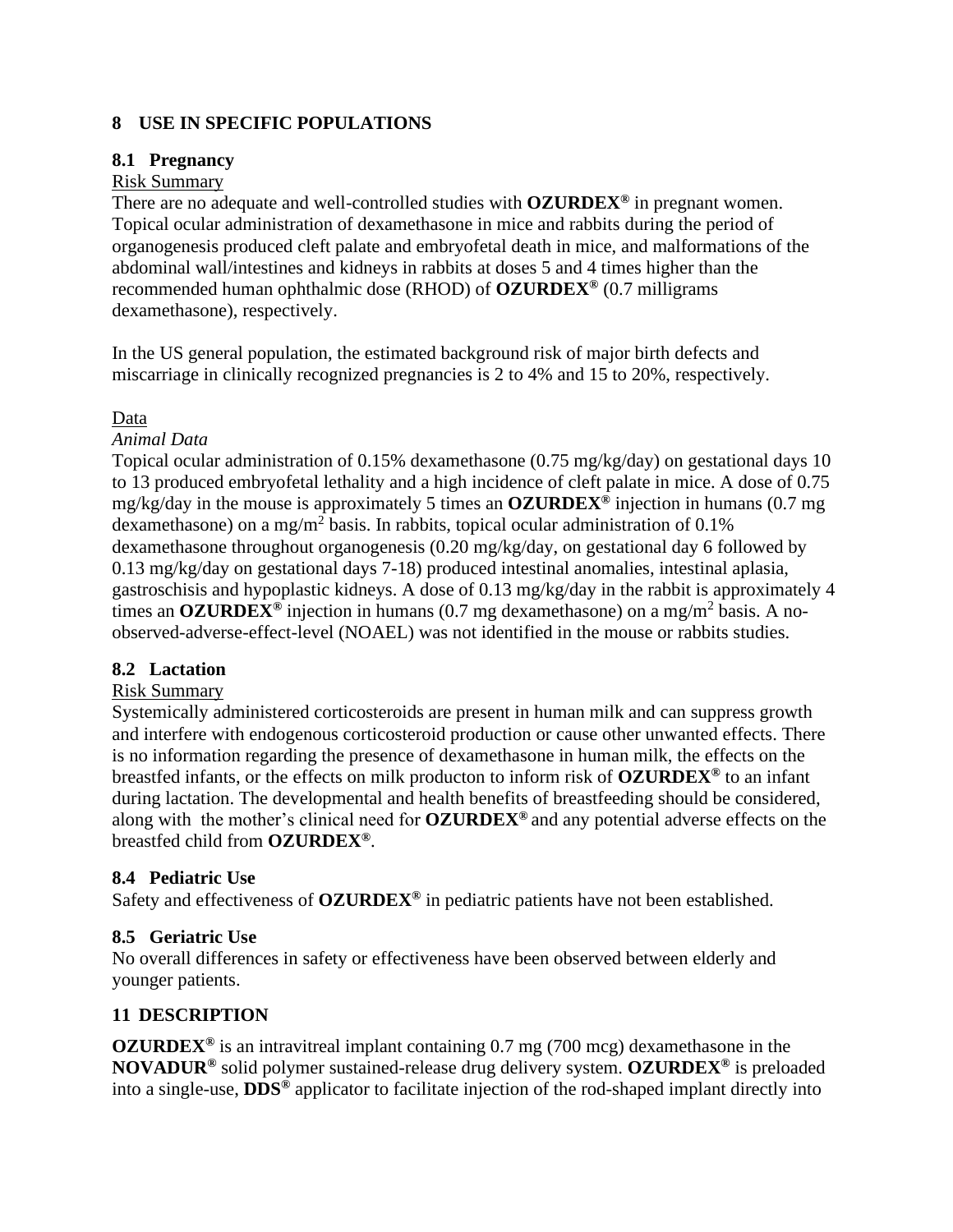## 8 USE IN SPECIFIC POPULATIONS

### 8.1 Pregnancy

Risk Summary

There are no adequate and well-controlled studies with **OZURDEX®** in pregnant women. Topical ocular administration of dexamethasone in mice and rabbits during the period of organogenesis produced cleft palate and embryofetal death in mice, and malformations of the abdominal wall/intestines and kidneys in rabbits at doses 5 and 4 times higher than the recommended human ophthalmic dose (RHOD) of **OZURDEX®** (0.7 milligrams dexamethasone), respectively.

In the US general population, the estimated background risk of major birth defects and miscarriage in clinically recognized pregnancies is 2 to 4% and 15 to 20%, respectively.

Data

*Animal Data*

Topical ocular administration of 0.15% dexamethasone (0.75 mg/kg/day) on gestational days 10 to 13 produced embryofetal lethality and a high incidence of cleft palate in mice. A dose of 0.75 mg/kg/day in the mouse is approximately 5 times an **OZURDEX®** injection in humans (0.7 mg dexamethasone) on a mg/$m^2$ basis. In rabbits, topical ocular administration of 0.1% dexamethasone throughout organogenesis (0.20 mg/kg/day, on gestational day 6 followed by 0.13 mg/kg/day on gestational days 7-18) produced intestinal anomalies, intestinal aplasia, gastroschisis and hypoplastic kidneys. A dose of 0.13 mg/kg/day in the rabbit is approximately 4 times an **OZURDEX®** injection in humans (0.7 mg dexamethasone) on a mg/$m^2$ basis. A no-observed-adverse-effect-level (NOAEL) was not identified in the mouse or rabbits studies.

### 8.2 Lactation

Risk Summary

Systemically administered corticosteroids are present in human milk and can suppress growth and interfere with endogenous corticosteroid production or cause other unwanted effects. There is no information regarding the presence of dexamethasone in human milk, the effects on the breastfed infants, or the effects on milk producton to inform risk of **OZURDEX®** to an infant during lactation. The developmental and health benefits of breastfeeding should be considered, along with the mother's clinical need for **OZURDEX®** and any potential adverse effects on the breastfed child from **OZURDEX®**.

### 8.4 Pediatric Use

Safety and effectiveness of **OZURDEX®** in pediatric patients have not been established.

### 8.5 Geriatric Use

No overall differences in safety or effectiveness have been observed between elderly and younger patients.

## 11 DESCRIPTION

**OZURDEX®** is an intravitreal implant containing 0.7 mg (700 mcg) dexamethasone in the **NOVADUR®** solid polymer sustained-release drug delivery system. **OZURDEX®** is preloaded into a single-use, **DDS®** applicator to facilitate injection of the rod-shaped implant directly into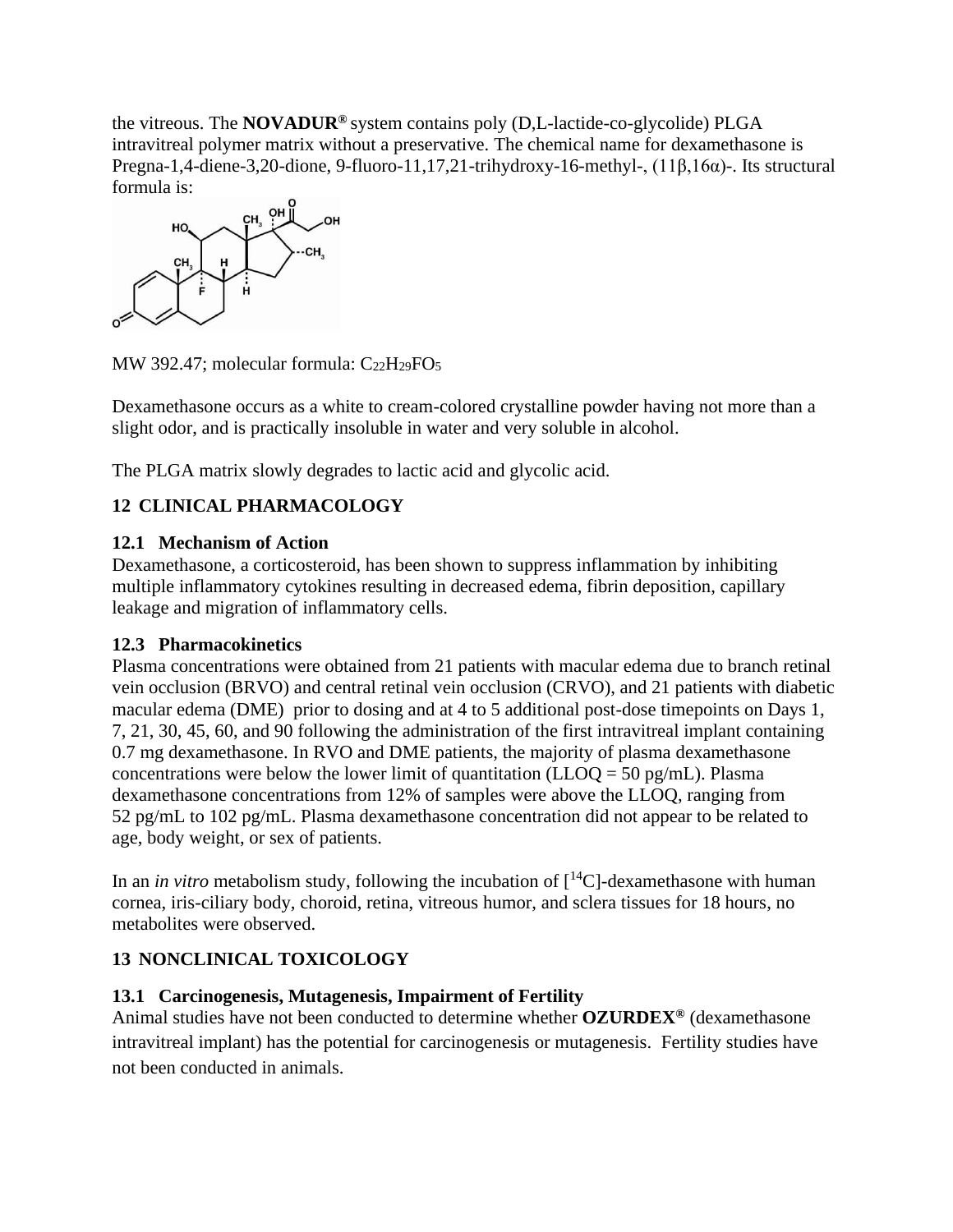the vitreous. The **NOVADUR®** system contains poly (D,L-lactide-co-glycolide) PLGA intravitreal polymer matrix without a preservative. The chemical name for dexamethasone is Pregna-1,4-diene-3,20-dione, 9-fluoro-11,17,21-trihydroxy-16-methyl-, (11β,16α)-. Its structural formula is:

MW 392.47; molecular formula: $C_{22}H_{29}FO_5$

Dexamethasone occurs as a white to cream-colored crystalline powder having not more than a slight odor, and is practically insoluble in water and very soluble in alcohol.

The PLGA matrix slowly degrades to lactic acid and glycolic acid.

## 12 CLINICAL PHARMACOLOGY

### 12.1 Mechanism of Action

Dexamethasone, a corticosteroid, has been shown to suppress inflammation by inhibiting multiple inflammatory cytokines resulting in decreased edema, fibrin deposition, capillary leakage and migration of inflammatory cells.

### 12.3 Pharmacokinetics

Plasma concentrations were obtained from 21 patients with macular edema due to branch retinal vein occlusion (BRVO) and central retinal vein occlusion (CRVO), and 21 patients with diabetic macular edema (DME) prior to dosing and at 4 to 5 additional post-dose timepoints on Days 1, 7, 21, 30, 45, 60, and 90 following the administration of the first intravitreal implant containing 0.7 mg dexamethasone. In RVO and DME patients, the majority of plasma dexamethasone concentrations were below the lower limit of quantitation (LLOQ = 50 pg/mL). Plasma dexamethasone concentrations from 12% of samples were above the LLOQ, ranging from 52 pg/mL to 102 pg/mL. Plasma dexamethasone concentration did not appear to be related to age, body weight, or sex of patients.

In an *in vitro* metabolism study, following the incubation of [$^{14}$C]-dexamethasone with human cornea, iris-ciliary body, choroid, retina, vitreous humor, and sclera tissues for 18 hours, no metabolites were observed.

## 13 NONCLINICAL TOXICOLOGY

### 13.1 Carcinogenesis, Mutagenesis, Impairment of Fertility

Animal studies have not been conducted to determine whether **OZURDEX®** (dexamethasone intravitreal implant) has the potential for carcinogenesis or mutagenesis. Fertility studies have not been conducted in animals.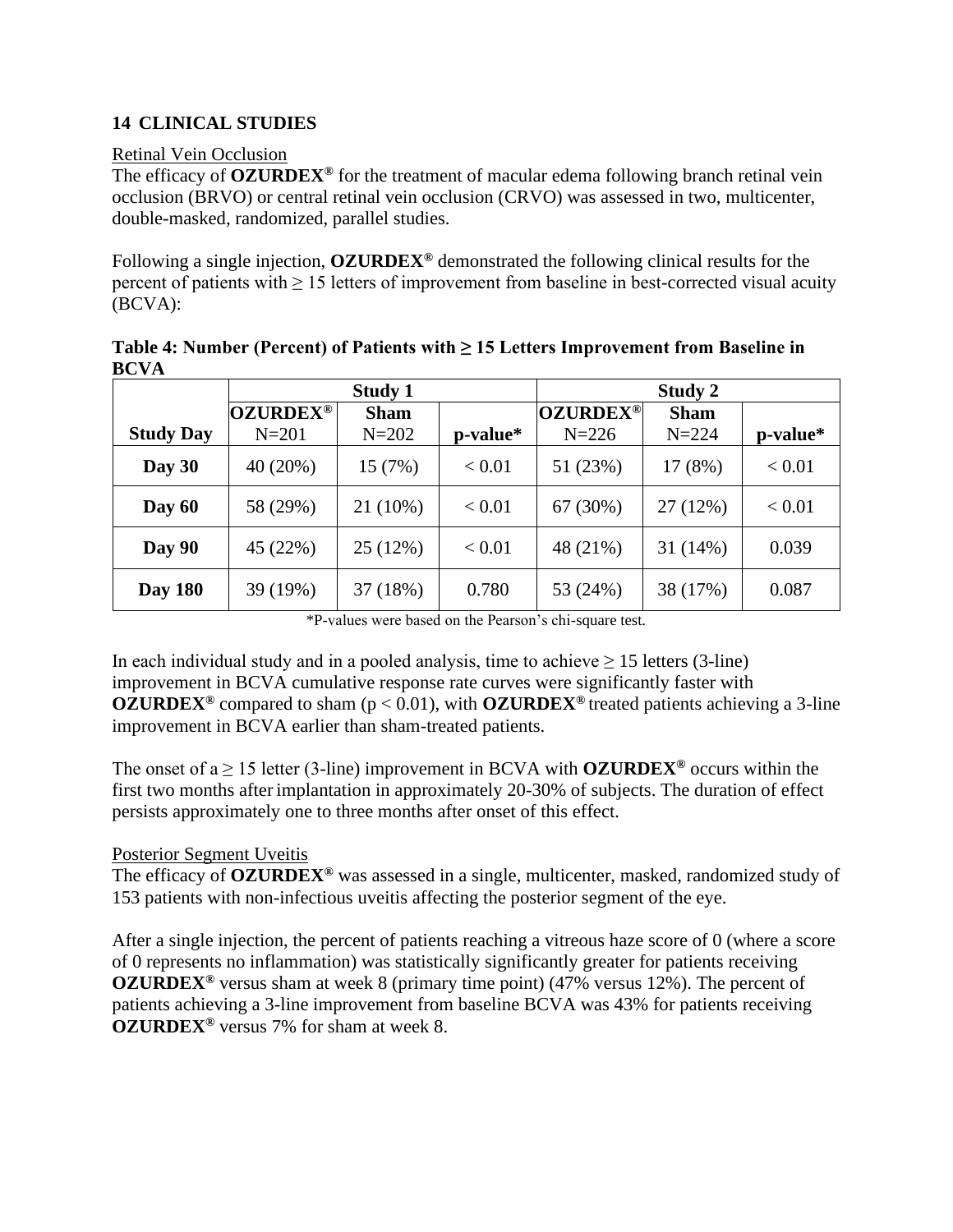## 14 CLINICAL STUDIES

Retinal Vein Occlusion

The efficacy of **OZURDEX®** for the treatment of macular edema following branch retinal vein occlusion (BRVO) or central retinal vein occlusion (CRVO) was assessed in two, multicenter, double-masked, randomized, parallel studies.

Following a single injection, **OZURDEX®** demonstrated the following clinical results for the percent of patients with ≥ 15 letters of improvement from baseline in best-corrected visual acuity (BCVA):

**Table 4: Number (Percent) of Patients with ≥ 15 Letters Improvement from Baseline in BCVA**

| | Study 1 | | | Study 2 | | |
|---|---|---|---|---|---|---|
| **Study Day** | **OZURDEX®** N=201 | **Sham** N=202 | **p-value*** | **OZURDEX®** N=226 | **Sham** N=224 | **p-value*** |
| **Day 30** | 40 (20%) | 15 (7%) | < 0.01 | 51 (23%) | 17 (8%) | < 0.01 |
| **Day 60** | 58 (29%) | 21 (10%) | < 0.01 | 67 (30%) | 27 (12%) | < 0.01 |
| **Day 90** | 45 (22%) | 25 (12%) | < 0.01 | 48 (21%) | 31 (14%) | 0.039 |
| **Day 180** | 39 (19%) | 37 (18%) | 0.780 | 53 (24%) | 38 (17%) | 0.087 |

*P-values were based on the Pearson's chi-square test.

In each individual study and in a pooled analysis, time to achieve ≥ 15 letters (3-line) improvement in BCVA cumulative response rate curves were significantly faster with **OZURDEX®** compared to sham ($p < 0.01$), with **OZURDEX®** treated patients achieving a 3-line improvement in BCVA earlier than sham-treated patients.

The onset of a ≥ 15 letter (3-line) improvement in BCVA with **OZURDEX®** occurs within the first two months after implantation in approximately 20-30% of subjects. The duration of effect persists approximately one to three months after onset of this effect.

Posterior Segment Uveitis

The efficacy of **OZURDEX®** was assessed in a single, multicenter, masked, randomized study of 153 patients with non-infectious uveitis affecting the posterior segment of the eye.

After a single injection, the percent of patients reaching a vitreous haze score of 0 (where a score of 0 represents no inflammation) was statistically significantly greater for patients receiving **OZURDEX®** versus sham at week 8 (primary time point) (47% versus 12%). The percent of patients achieving a 3-line improvement from baseline BCVA was 43% for patients receiving **OZURDEX®** versus 7% for sham at week 8.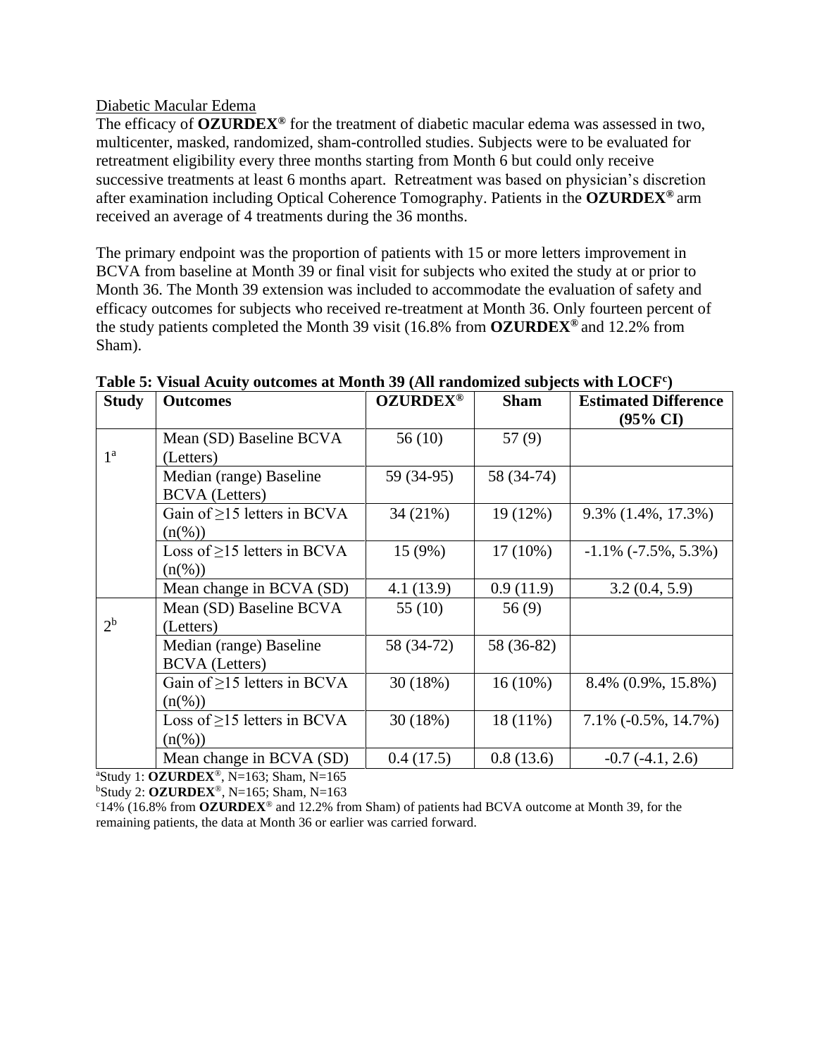Diabetic Macular Edema

The efficacy of **OZURDEX®** for the treatment of diabetic macular edema was assessed in two, multicenter, masked, randomized, sham-controlled studies. Subjects were to be evaluated for retreatment eligibility every three months starting from Month 6 but could only receive successive treatments at least 6 months apart. Retreatment was based on physician's discretion after examination including Optical Coherence Tomography. Patients in the **OZURDEX®** arm received an average of 4 treatments during the 36 months.

The primary endpoint was the proportion of patients with 15 or more letters improvement in BCVA from baseline at Month 39 or final visit for subjects who exited the study at or prior to Month 36. The Month 39 extension was included to accommodate the evaluation of safety and efficacy outcomes for subjects who received re-treatment at Month 36. Only fourteen percent of the study patients completed the Month 39 visit (16.8% from **OZURDEX®** and 12.2% from Sham).

**Table 5: Visual Acuity outcomes at Month 39 (All randomized subjects with LOCF[c])**

| Study | Outcomes | OZURDEX® | Sham | Estimated Difference (95% CI) |
|---|---|---|---|---|
| 1[a] | Mean (SD) Baseline BCVA (Letters) | 56 (10) | 57 (9) | |
| | Median (range) Baseline BCVA (Letters) | 59 (34-95) | 58 (34-74) | |
| | Gain of ≥15 letters in BCVA (n(%)) | 34 (21%) | 19 (12%) | 9.3% (1.4%, 17.3%) |
| | Loss of ≥15 letters in BCVA (n(%)) | 15 (9%) | 17 (10%) | -1.1% (-7.5%, 5.3%) |
| | Mean change in BCVA (SD) | 4.1 (13.9) | 0.9 (11.9) | 3.2 (0.4, 5.9) |
| 2[b] | Mean (SD) Baseline BCVA (Letters) | 55 (10) | 56 (9) | |
| | Median (range) Baseline BCVA (Letters) | 58 (34-72) | 58 (36-82) | |
| | Gain of ≥15 letters in BCVA (n(%)) | 30 (18%) | 16 (10%) | 8.4% (0.9%, 15.8%) |
| | Loss of ≥15 letters in BCVA (n(%)) | 30 (18%) | 18 (11%) | 7.1% (-0.5%, 14.7%) |
| | Mean change in BCVA (SD) | 0.4 (17.5) | 0.8 (13.6) | -0.7 (-4.1, 2.6) |

[a]Study 1: **OZURDEX®**, N=163; Sham, N=165
[b]Study 2: **OZURDEX®**, N=165; Sham, N=163
[c]14% (16.8% from **OZURDEX®** and 12.2% from Sham) of patients had BCVA outcome at Month 39, for the remaining patients, the data at Month 36 or earlier was carried forward.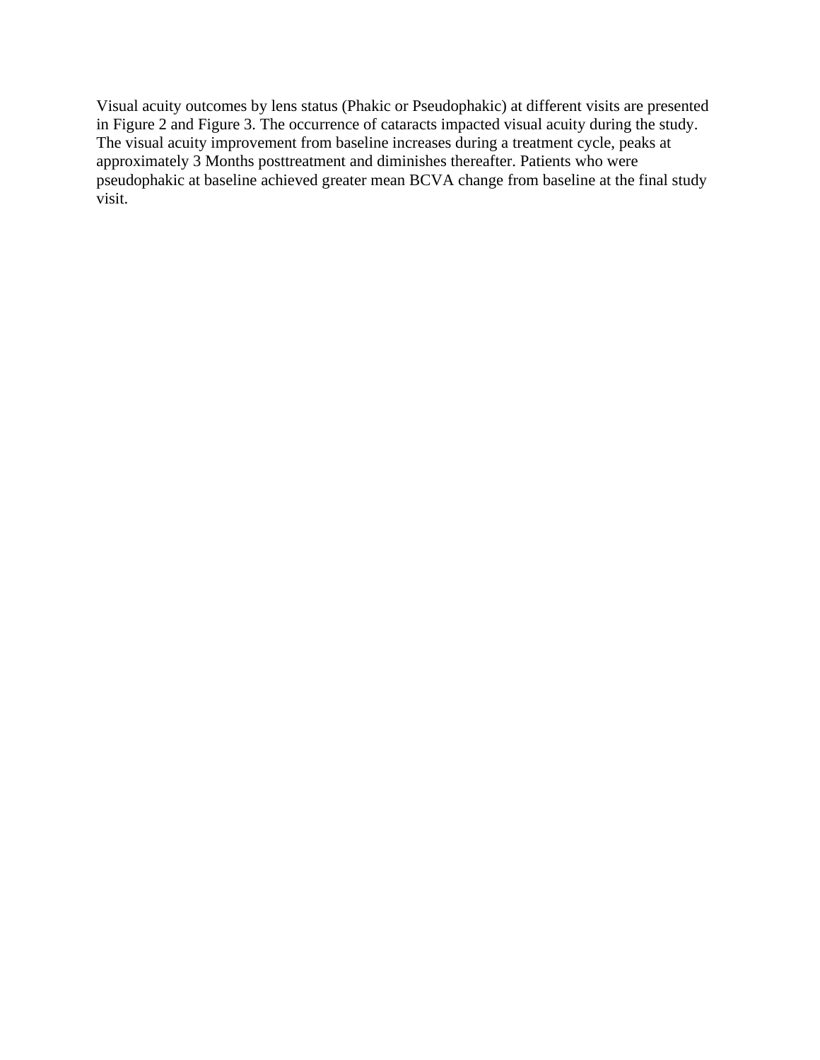Visual acuity outcomes by lens status (Phakic or Pseudophakic) at different visits are presented in Figure 2 and Figure 3. The occurrence of cataracts impacted visual acuity during the study. The visual acuity improvement from baseline increases during a treatment cycle, peaks at approximately 3 Months posttreatment and diminishes thereafter. Patients who were pseudophakic at baseline achieved greater mean BCVA change from baseline at the final study visit.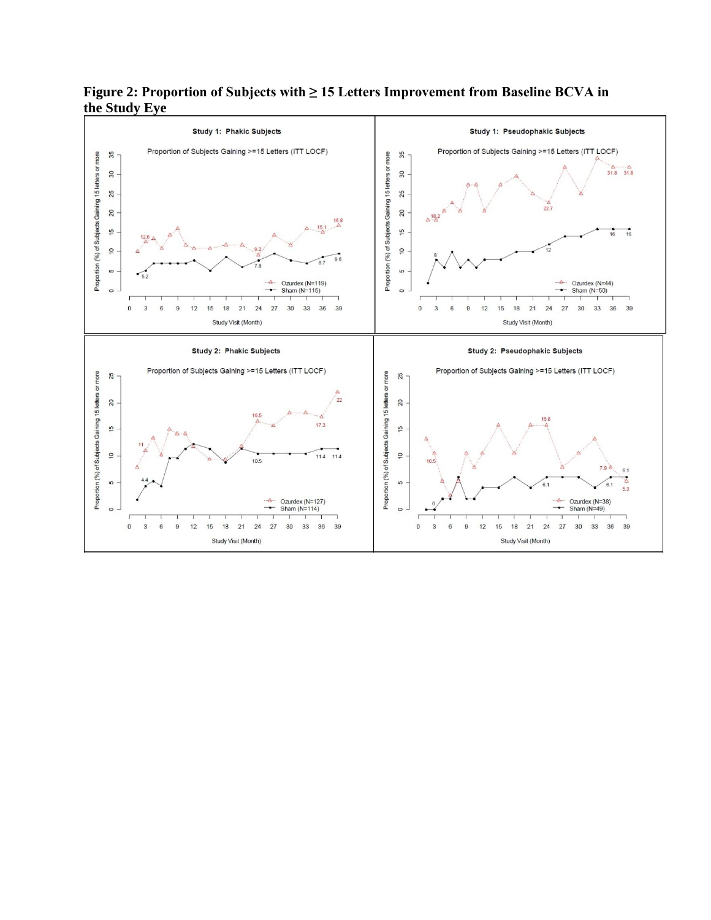**Figure 2: Proportion of Subjects with ≥ 15 Letters Improvement from Baseline BCVA in the Study Eye**

Study 1: Phakic Subjects

Proportion of Subjects Gaining >=15 Letters (ITT LOCF)

Ozurdex (N=119)
Sham (N=115)

Study 1: Pseudophakic Subjects

Proportion of Subjects Gaining >=15 Letters (ITT LOCF)

Ozurdex (N=44)
Sham (N=50)

Study 2: Phakic Subjects

Proportion of Subjects Gaining >=15 Letters (ITT LOCF)

Ozurdex (N=127)
Sham (N=114)

Study 2: Pseudophakic Subjects

Proportion of Subjects Gaining >=15 Letters (ITT LOCF)

Ozurdex (N=38)
Sham (N=49)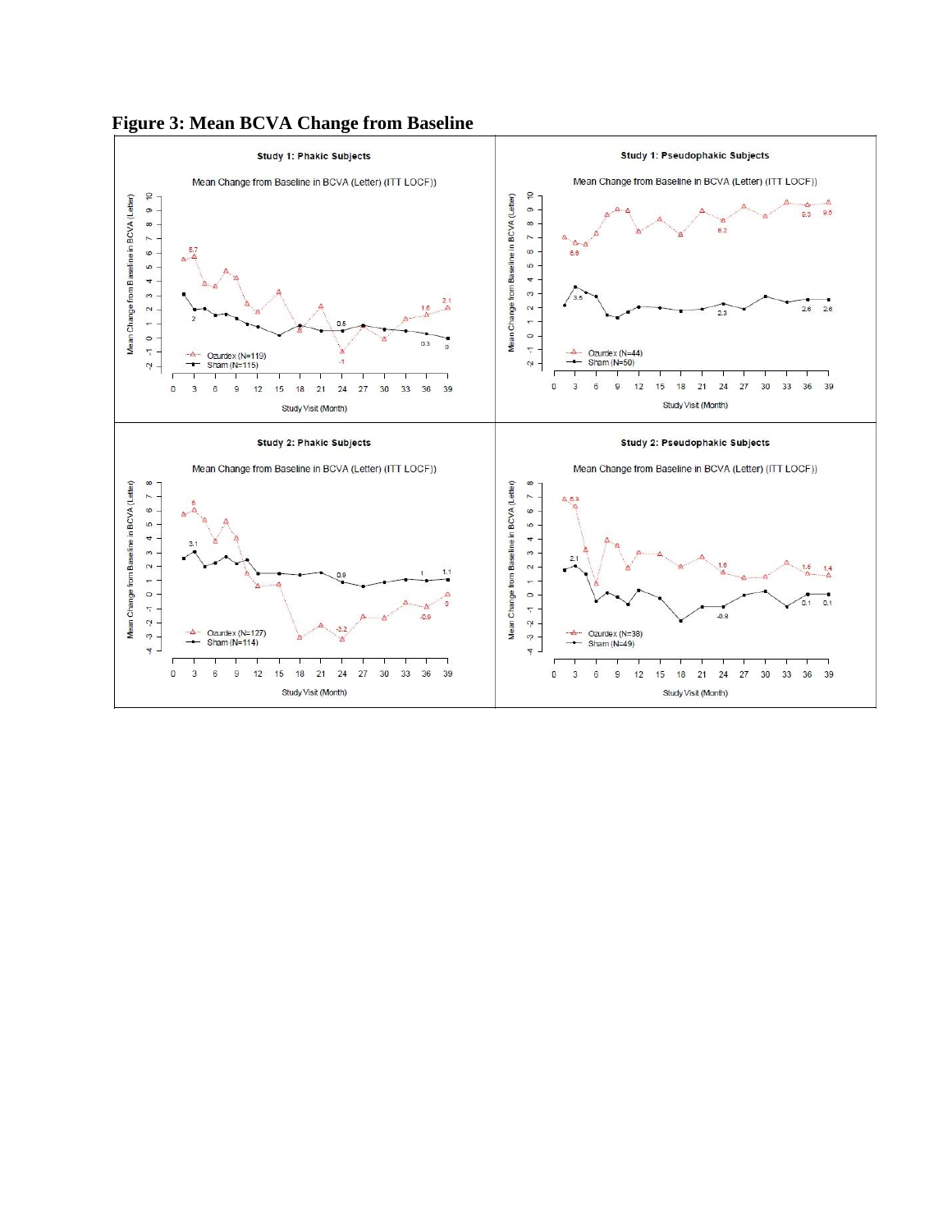**Figure 3: Mean BCVA Change from Baseline**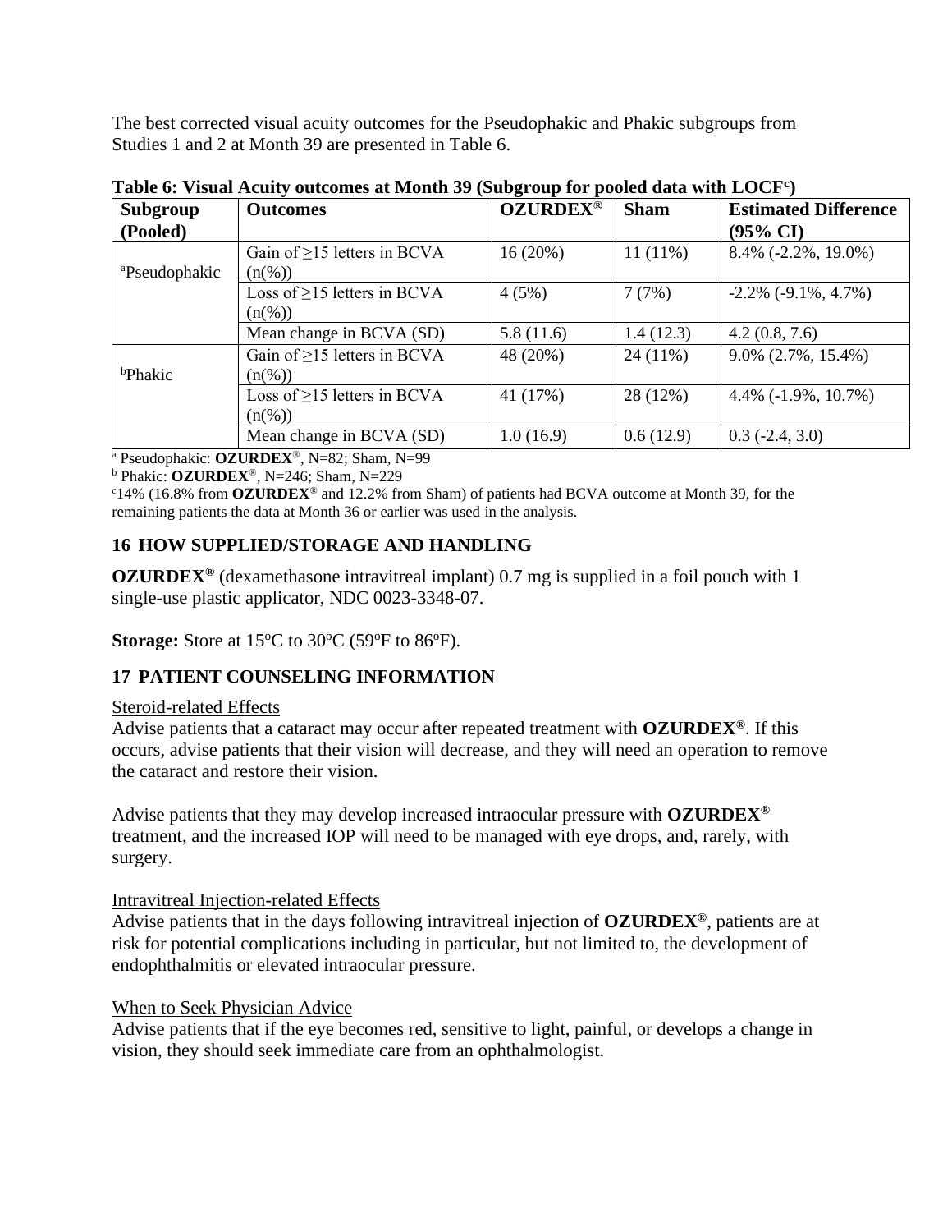The best corrected visual acuity outcomes for the Pseudophakic and Phakic subgroups from Studies 1 and 2 at Month 39 are presented in Table 6.

**Table 6: Visual Acuity outcomes at Month 39 (Subgroup for pooled data with LOCF[c])**

| Subgroup (Pooled) | Outcomes | OZURDEX® | Sham | Estimated Difference (95% CI) |
|---|---|---|---|---|
| [a]Pseudophakic | Gain of ≥15 letters in BCVA (n(%)) | 16 (20%) | 11 (11%) | 8.4% (-2.2%, 19.0%) |
| | Loss of ≥15 letters in BCVA (n(%)) | 4 (5%) | 7 (7%) | -2.2% (-9.1%, 4.7%) |
| | Mean change in BCVA (SD) | 5.8 (11.6) | 1.4 (12.3) | 4.2 (0.8, 7.6) |
| [b]Phakic | Gain of ≥15 letters in BCVA (n(%)) | 48 (20%) | 24 (11%) | 9.0% (2.7%, 15.4%) |
| | Loss of ≥15 letters in BCVA (n(%)) | 41 (17%) | 28 (12%) | 4.4% (-1.9%, 10.7%) |
| | Mean change in BCVA (SD) | 1.0 (16.9) | 0.6 (12.9) | 0.3 (-2.4, 3.0) |

[a] Pseudophakic: **OZURDEX**®, N=82; Sham, N=99
[b] Phakic: **OZURDEX**®, N=246; Sham, N=229
[c]14% (16.8% from **OZURDEX**® and 12.2% from Sham) of patients had BCVA outcome at Month 39, for the remaining patients the data at Month 36 or earlier was used in the analysis.

## 16 HOW SUPPLIED/STORAGE AND HANDLING

**OZURDEX®** (dexamethasone intravitreal implant) 0.7 mg is supplied in a foil pouch with 1 single-use plastic applicator, NDC 0023-3348-07.

**Storage:** Store at 15ºC to 30ºC (59ºF to 86ºF).

## 17 PATIENT COUNSELING INFORMATION

Steroid-related Effects

Advise patients that a cataract may occur after repeated treatment with **OZURDEX®**. If this occurs, advise patients that their vision will decrease, and they will need an operation to remove the cataract and restore their vision.

Advise patients that they may develop increased intraocular pressure with **OZURDEX®** treatment, and the increased IOP will need to be managed with eye drops, and, rarely, with surgery.

Intravitreal Injection-related Effects

Advise patients that in the days following intravitreal injection of **OZURDEX®**, patients are at risk for potential complications including in particular, but not limited to, the development of endophthalmitis or elevated intraocular pressure.

When to Seek Physician Advice

Advise patients that if the eye becomes red, sensitive to light, painful, or develops a change in vision, they should seek immediate care from an ophthalmologist.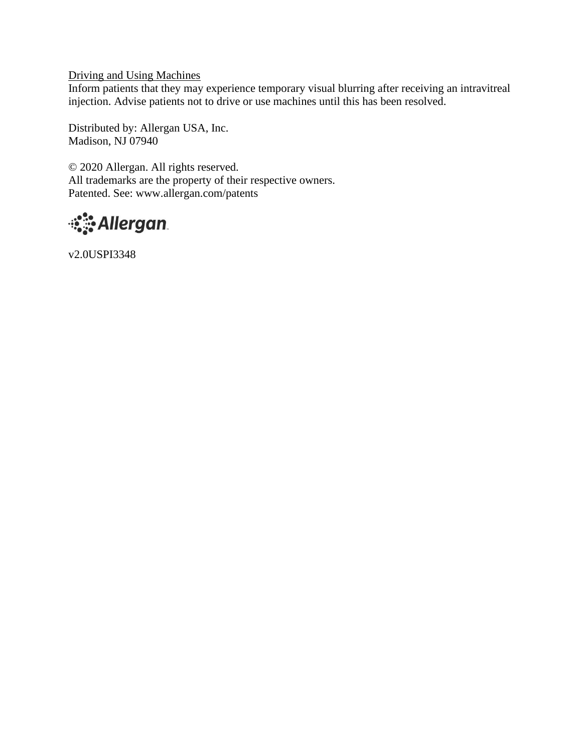Driving and Using Machines

Inform patients that they may experience temporary visual blurring after receiving an intravitreal injection. Advise patients not to drive or use machines until this has been resolved.

Distributed by: Allergan USA, Inc.
Madison, NJ 07940

© 2020 Allergan. All rights reserved.
All trademarks are the property of their respective owners.
Patented. See: www.allergan.com/patents

Allergan

v2.0USPI3348